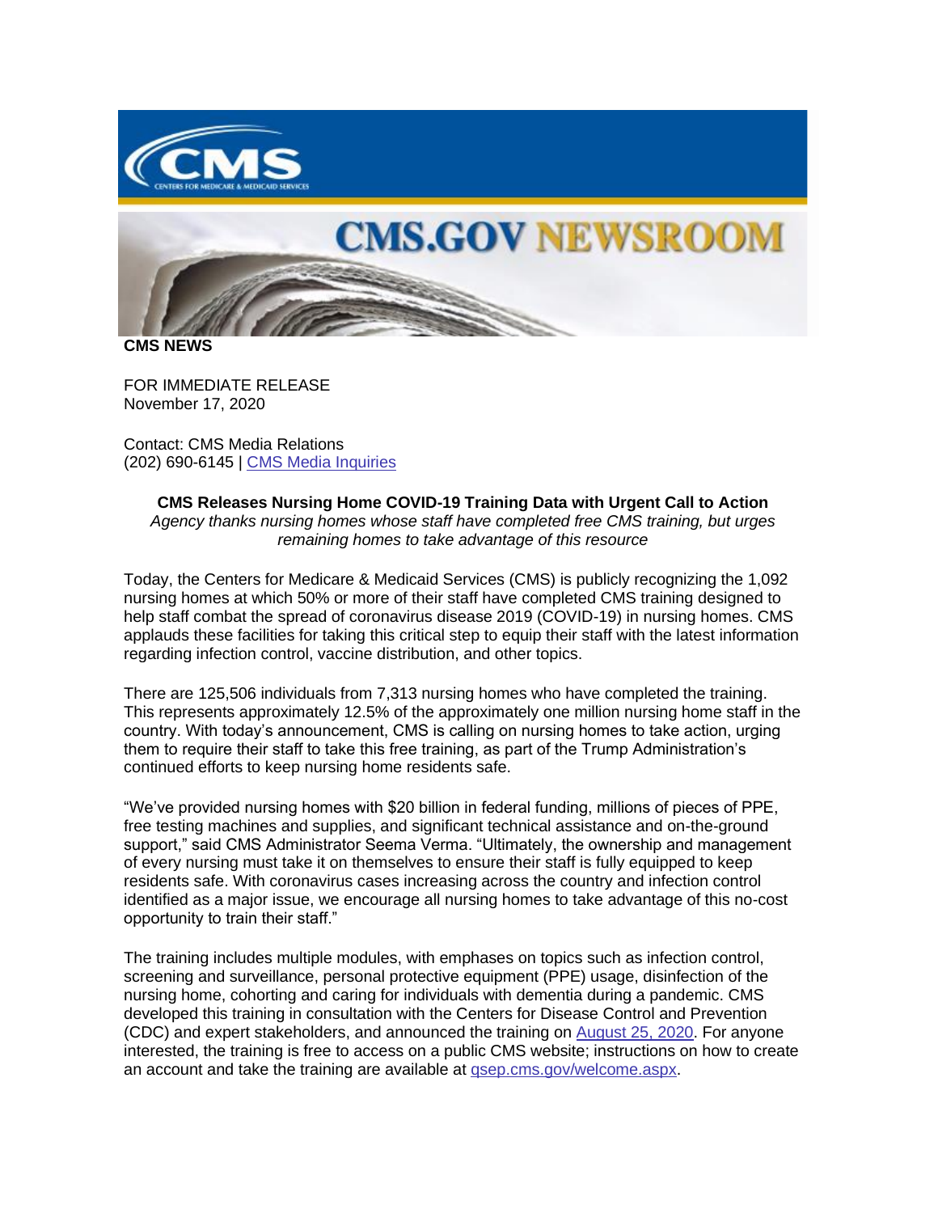**CMS NEWS**

FOR IMMEDIATE RELEASE
November 17, 2020

Contact: CMS Media Relations
(202) 690-6145 | [CMS Media Inquiries]

**CMS Releases Nursing Home COVID-19 Training Data with Urgent Call to Action**
*Agency thanks nursing homes whose staff have completed free CMS training, but urges remaining homes to take advantage of this resource*

Today, the Centers for Medicare & Medicaid Services (CMS) is publicly recognizing the 1,092 nursing homes at which 50% or more of their staff have completed CMS training designed to help staff combat the spread of coronavirus disease 2019 (COVID-19) in nursing homes. CMS applauds these facilities for taking this critical step to equip their staff with the latest information regarding infection control, vaccine distribution, and other topics.

There are 125,506 individuals from 7,313 nursing homes who have completed the training. This represents approximately 12.5% of the approximately one million nursing home staff in the country. With today's announcement, CMS is calling on nursing homes to take action, urging them to require their staff to take this free training, as part of the Trump Administration's continued efforts to keep nursing home residents safe.

"We've provided nursing homes with $20 billion in federal funding, millions of pieces of PPE, free testing machines and supplies, and significant technical assistance and on-the-ground support," said CMS Administrator Seema Verma. "Ultimately, the ownership and management of every nursing must take it on themselves to ensure their staff is fully equipped to keep residents safe. With coronavirus cases increasing across the country and infection control identified as a major issue, we encourage all nursing homes to take advantage of this no-cost opportunity to train their staff."

The training includes multiple modules, with emphases on topics such as infection control, screening and surveillance, personal protective equipment (PPE) usage, disinfection of the nursing home, cohorting and caring for individuals with dementia during a pandemic. CMS developed this training in consultation with the Centers for Disease Control and Prevention (CDC) and expert stakeholders, and announced the training on August 25, 2020. For anyone interested, the training is free to access on a public CMS website; instructions on how to create an account and take the training are available at qsep.cms.gov/welcome.aspx.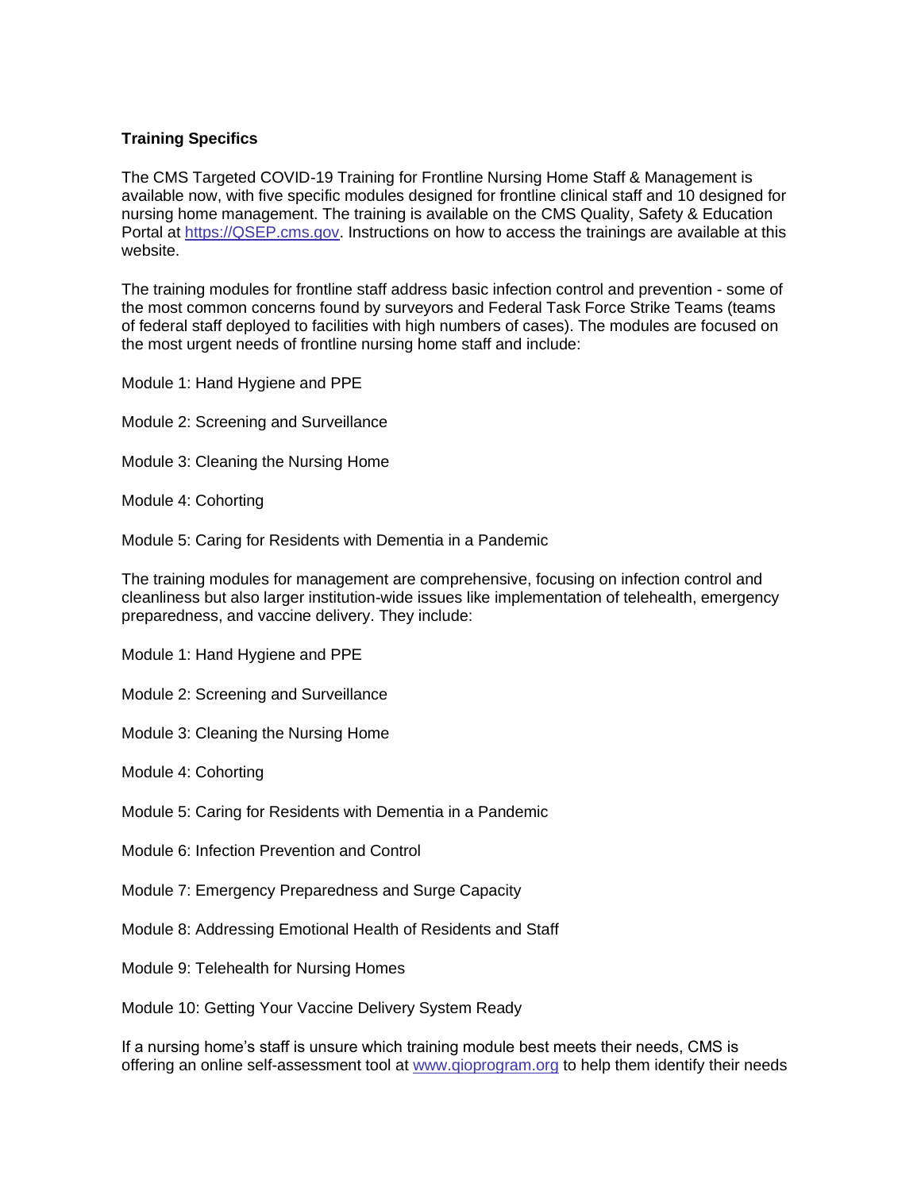**Training Specifics**

The CMS Targeted COVID-19 Training for Frontline Nursing Home Staff & Management is available now, with five specific modules designed for frontline clinical staff and 10 designed for nursing home management. The training is available on the CMS Quality, Safety & Education Portal at [https://QSEP.cms.gov](https://QSEP.cms.gov). Instructions on how to access the trainings are available at this website.

The training modules for frontline staff address basic infection control and prevention - some of the most common concerns found by surveyors and Federal Task Force Strike Teams (teams of federal staff deployed to facilities with high numbers of cases). The modules are focused on the most urgent needs of frontline nursing home staff and include:

Module 1: Hand Hygiene and PPE

Module 2: Screening and Surveillance

Module 3: Cleaning the Nursing Home

Module 4: Cohorting

Module 5: Caring for Residents with Dementia in a Pandemic

The training modules for management are comprehensive, focusing on infection control and cleanliness but also larger institution-wide issues like implementation of telehealth, emergency preparedness, and vaccine delivery. They include:

Module 1: Hand Hygiene and PPE

Module 2: Screening and Surveillance

Module 3: Cleaning the Nursing Home

Module 4: Cohorting

Module 5: Caring for Residents with Dementia in a Pandemic

Module 6: Infection Prevention and Control

Module 7: Emergency Preparedness and Surge Capacity

Module 8: Addressing Emotional Health of Residents and Staff

Module 9: Telehealth for Nursing Homes

Module 10: Getting Your Vaccine Delivery System Ready

If a nursing home's staff is unsure which training module best meets their needs, CMS is offering an online self-assessment tool at [www.qioprogram.org](www.qioprogram.org) to help them identify their needs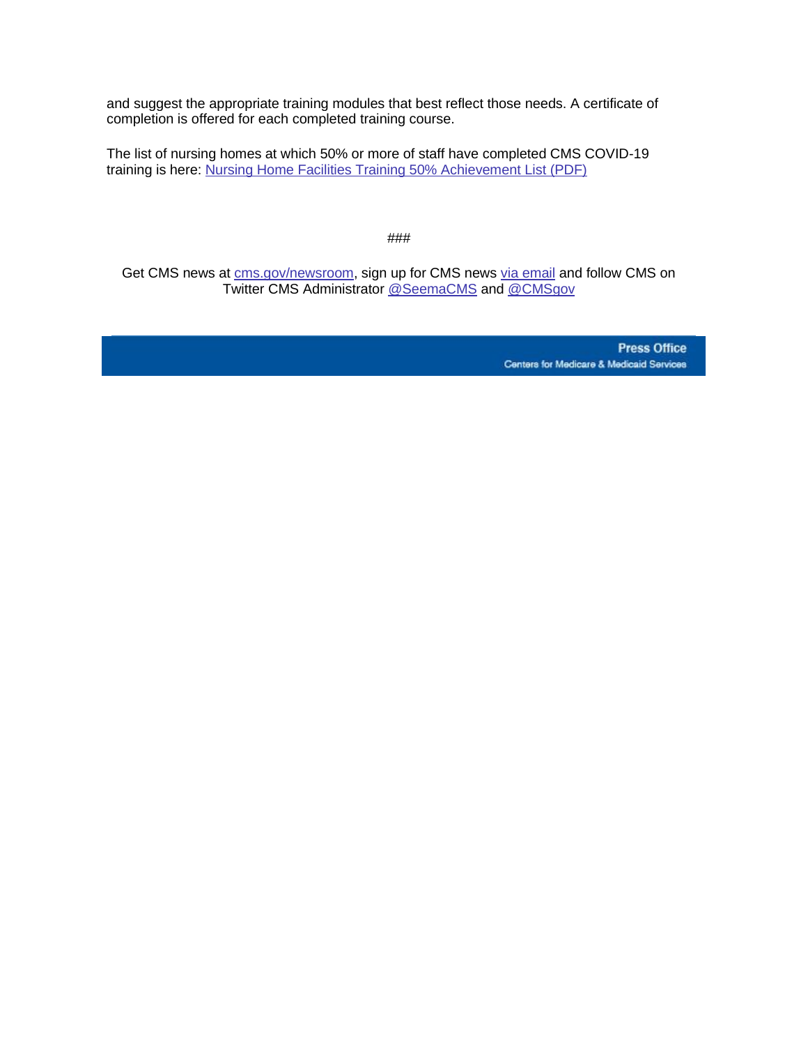and suggest the appropriate training modules that best reflect those needs. A certificate of completion is offered for each completed training course.

The list of nursing homes at which 50% or more of staff have completed CMS COVID-19 training is here: Nursing Home Facilities Training 50% Achievement List (PDF)

###

Get CMS news at cms.gov/newsroom, sign up for CMS news via email and follow CMS on Twitter CMS Administrator @SeemaCMS and @CMSgov

**Press Office**
Centers for Medicare & Medicaid Services